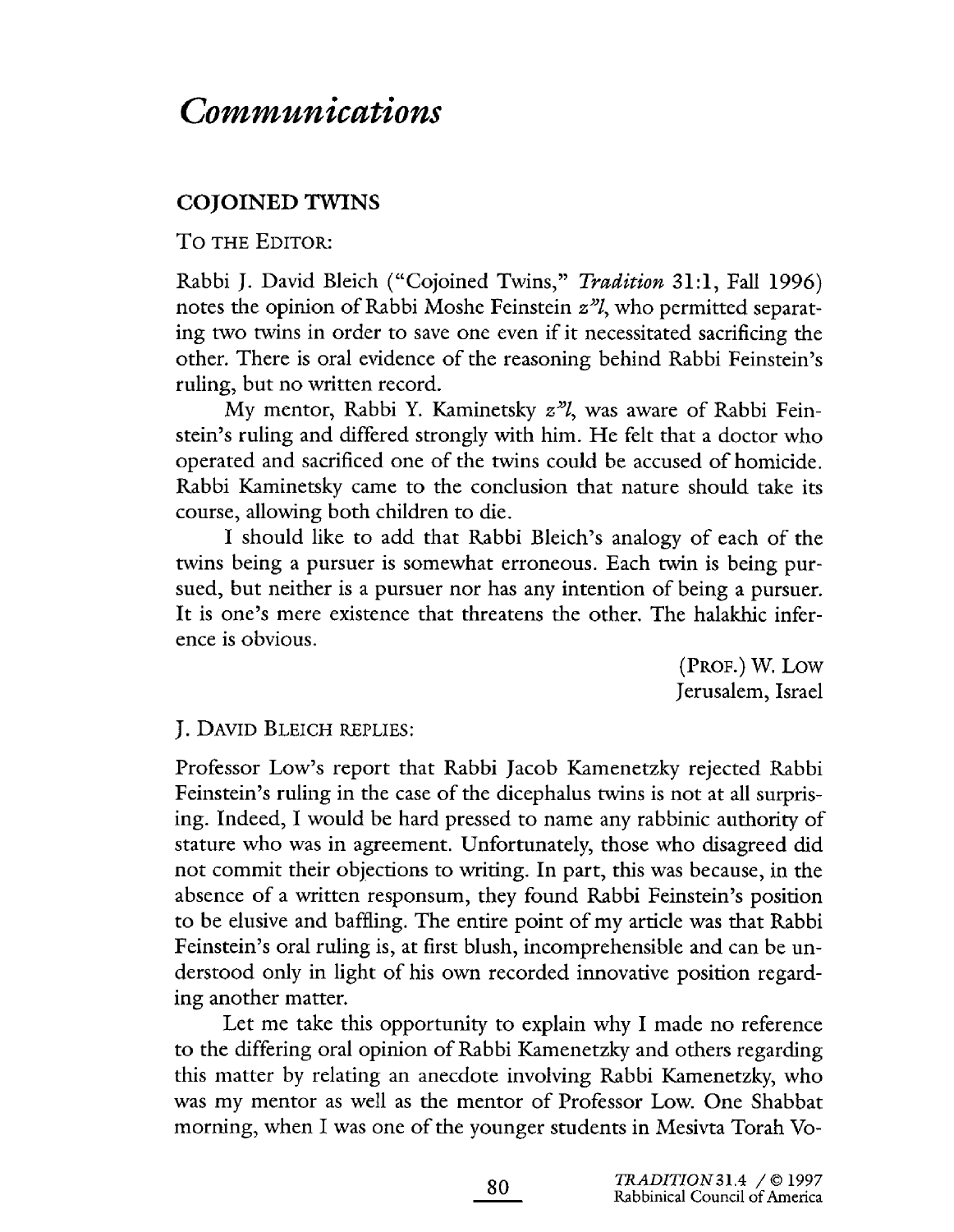# *Communications*

## COJOINED TWINS

TO THE EDITOR:

Rabbi J. David Bleich ("Cojoined Twins," *Tradition* 31:1, Fall 1996) notes the opinion of Rabbi Moshe Feinstein *z"l*, who permitted separating two twins in order to save one even if it necessitated sacrificing the other. There is oral evidence of the reasoning behind Rabbi Feinstein's ruling, but no written record.

My mentor, Rabbi Y. Kaminetsky *z"l*, was aware of Rabbi Feinstein's ruling and differed strongly with him. He felt that a doctor who operated and sacrificed one of the twins could be accused of homicide. Rabbi Kaminetsky came to the conclusion that nature should take its course, allowing both children to die.

I should like to add that Rabbi Bleich's analogy of each of the twins being a pursuer is somewhat erroneous. Each twin is being pursued, but neither is a pursuer nor has any intention of being a pursuer. It is one's mere existence that threatens the other. The halakhic inference is obvious.

(PROF.) W. LOW  
Jerusalem, Israel

J. DAVID BLEICH REPLIES:

Professor Low's report that Rabbi Jacob Kamenetzky rejected Rabbi Feinstein's ruling in the case of the dicephalus twins is not at all surprising. Indeed, I would be hard pressed to name any rabbinic authority of stature who was in agreement. Unfortunately, those who disagreed did not commit their objections to writing. In part, this was because, in the absence of a written responsum, they found Rabbi Feinstein's position to be elusive and baffling. The entire point of my article was that Rabbi Feinstein's oral ruling is, at first blush, incomprehensible and can be understood only in light of his own recorded innovative position regarding another matter.

Let me take this opportunity to explain why I made no reference to the differing oral opinion of Rabbi Kamenetzky and others regarding this matter by relating an anecdote involving Rabbi Kamenetzky, who was my mentor as well as the mentor of Professor Low. One Shabbat morning, when I was one of the younger students in Mesivta Torah Vo-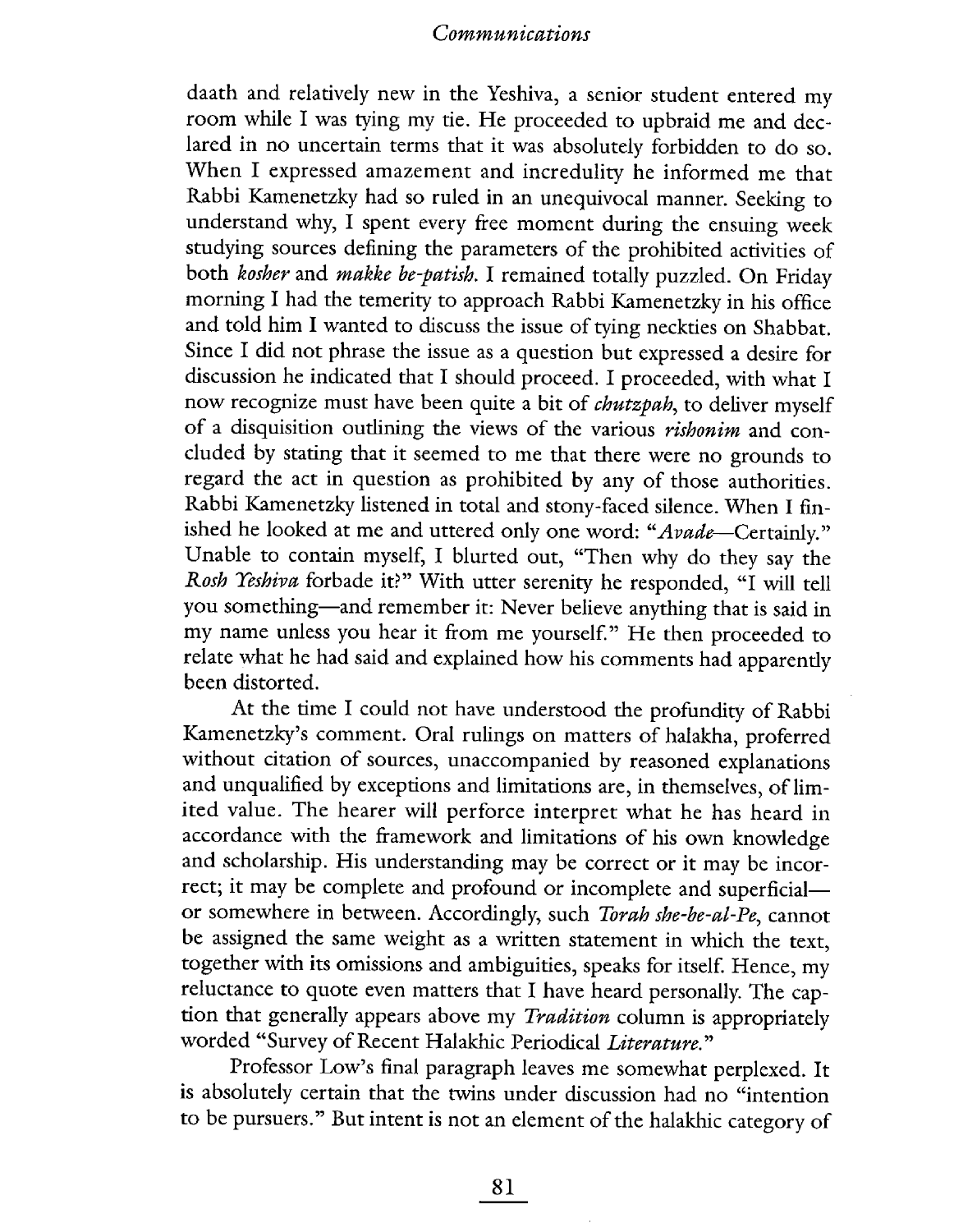daath and relatively new in the Yeshiva, a senior student entered my room while I was tying my tie. He proceeded to upbraid me and declared in no uncertain terms that it was absolutely forbidden to do so. When I expressed amazement and incredulity he informed me that Rabbi Kamenetzky had so ruled in an unequivocal manner. Seeking to understand why, I spent every free moment during the ensuing week studying sources defining the parameters of the prohibited activities of both *kosher* and *makke be-patish.* I remained totally puzzled. On Friday morning I had the temerity to approach Rabbi Kamenetzky in his office and told him I wanted to discuss the issue of tying neckties on Shabbat. Since I did not phrase the issue as a question but expressed a desire for discussion he indicated that I should proceed. I proceeded, with what I now recognize must have been quite a bit of *chutzpah,* to deliver myself of a disquisition outlining the views of the various *rishonim* and concluded by stating that it seemed to me that there were no grounds to regard the act in question as prohibited by any of those authorities. Rabbi Kamenetzky listened in total and stony-faced silence. When I finished he looked at me and uttered only one word: "*Avade*—Certainly." Unable to contain myself, I blurted out, "Then why do they say the *Rosh Yeshiva* forbade it?" With utter serenity he responded, "I will tell you something—and remember it: Never believe anything that is said in my name unless you hear it from me yourself." He then proceeded to relate what he had said and explained how his comments had apparently been distorted.

At the time I could not have understood the profundity of Rabbi Kamenetzky's comment. Oral rulings on matters of halakha, proferred without citation of sources, unaccompanied by reasoned explanations and unqualified by exceptions and limitations are, in themselves, of limited value. The hearer will perforce interpret what he has heard in accordance with the framework and limitations of his own knowledge and scholarship. His understanding may be correct or it may be incorrect; it may be complete and profound or incomplete and superficial—or somewhere in between. Accordingly, such *Torah she-be-al-Pe,* cannot be assigned the same weight as a written statement in which the text, together with its omissions and ambiguities, speaks for itself. Hence, my reluctance to quote even matters that I have heard personally. The caption that generally appears above my *Tradition* column is appropriately worded "Survey of Recent Halakhic Periodical *Literature.*"

Professor Low's final paragraph leaves me somewhat perplexed. It is absolutely certain that the twins under discussion had no "intention to be pursuers." But intent is not an element of the halakhic category of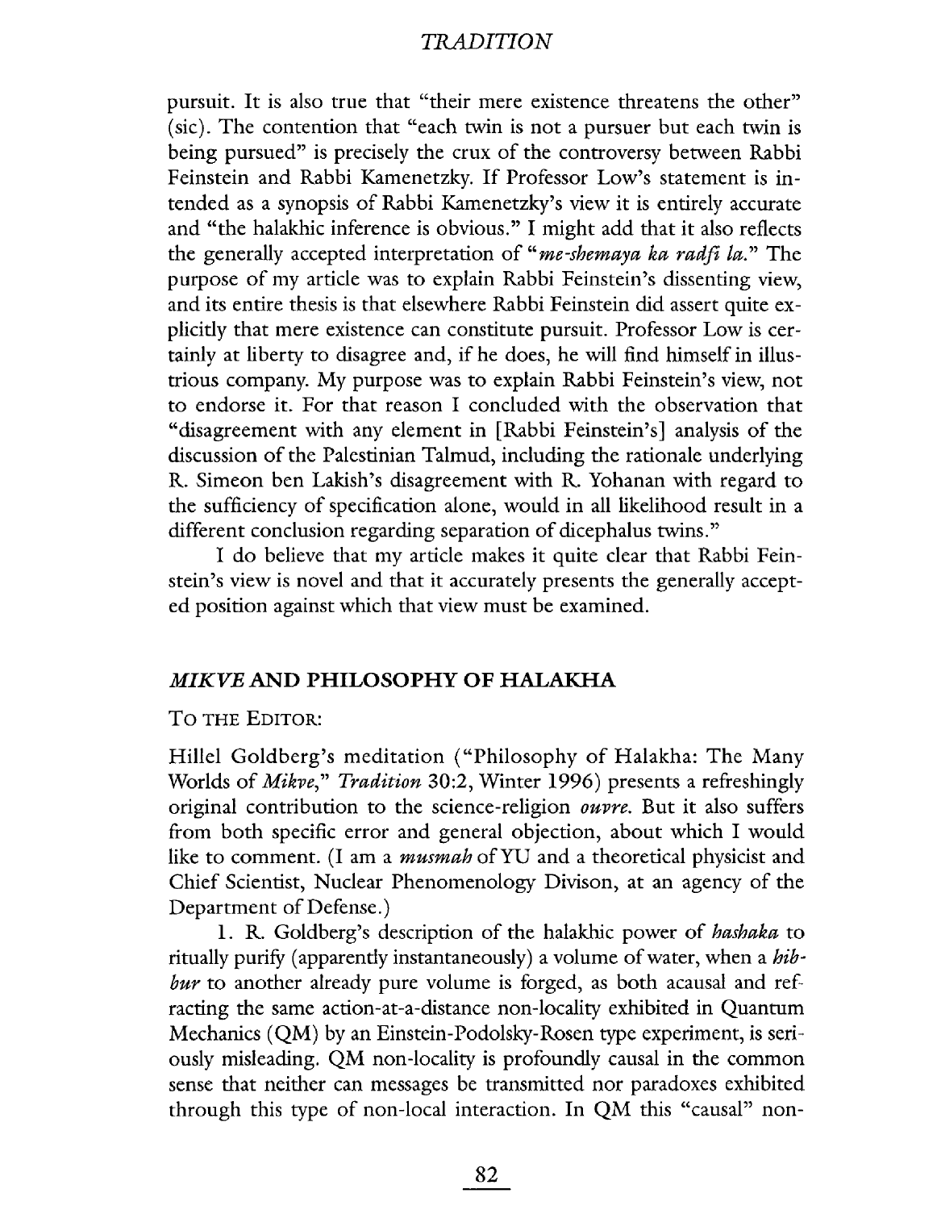pursuit. It is also true that "their mere existence threatens the other" (sic). The contention that "each twin is not a pursuer but each twin is being pursued" is precisely the crux of the controversy between Rabbi Feinstein and Rabbi Kamenetzky. If Professor Low's statement is intended as a synopsis of Rabbi Kamenetzky's view it is entirely accurate and "the halakhic inference is obvious." I might add that it also reflects the generally accepted interpretation of "*me-shemaya ka radfi la.*" The purpose of my article was to explain Rabbi Feinstein's dissenting view, and its entire thesis is that elsewhere Rabbi Feinstein did assert quite explicitly that mere existence can constitute pursuit. Professor Low is certainly at liberty to disagree and, if he does, he will find himself in illustrious company. My purpose was to explain Rabbi Feinstein's view, not to endorse it. For that reason I concluded with the observation that "disagreement with any element in [Rabbi Feinstein's] analysis of the discussion of the Palestinian Talmud, including the rationale underlying R. Simeon ben Lakish's disagreement with R. Yohanan with regard to the sufficiency of specification alone, would in all likelihood result in a different conclusion regarding separation of dicephalus twins."

I do believe that my article makes it quite clear that Rabbi Feinstein's view is novel and that it accurately presents the generally accepted position against which that view must be examined.

## *MIKVE* AND PHILOSOPHY OF HALAKHA

TO THE EDITOR:

Hillel Goldberg's meditation ("Philosophy of Halakha: The Many Worlds of *Mikve*," *Tradition* 30:2, Winter 1996) presents a refreshingly original contribution to the science-religion *ouvre*. But it also suffers from both specific error and general objection, about which I would like to comment. (I am a *musmah* of YU and a theoretical physicist and Chief Scientist, Nuclear Phenomenology Divison, at an agency of the Department of Defense.)

1. R. Goldberg's description of the halakhic power of *hashaka* to ritually purify (apparently instantaneously) a volume of water, when a *hibbur* to another already pure volume is forged, as both acausal and refracting the same action-at-a-distance non-locality exhibited in Quantum Mechanics (QM) by an Einstein-Podolsky-Rosen type experiment, is seriously misleading. QM non-locality is profoundly causal in the common sense that neither can messages be transmitted nor paradoxes exhibited through this type of non-local interaction. In QM this "causal" non-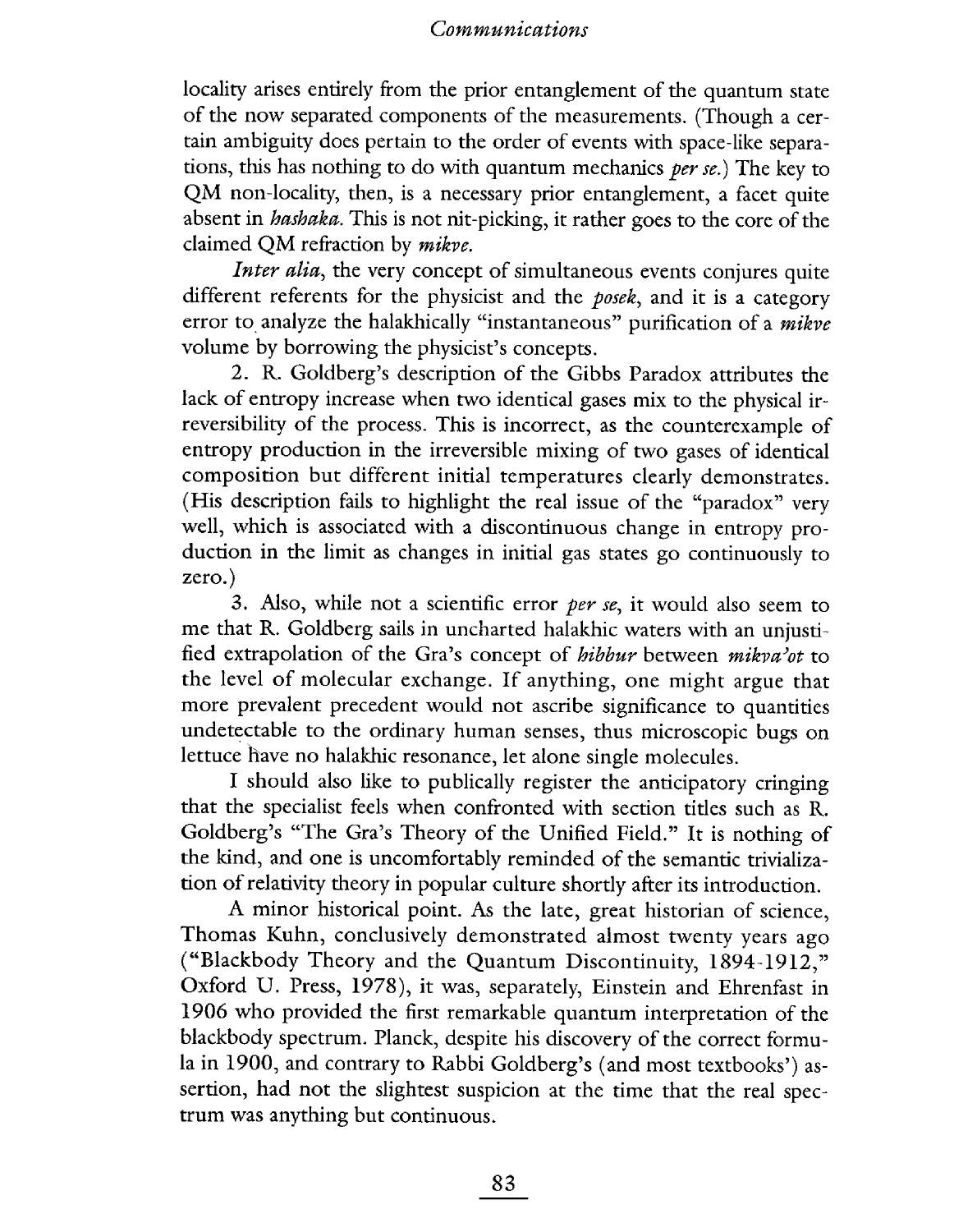locality arises entirely from the prior entanglement of the quantum state of the now separated components of the measurements. (Though a certain ambiguity does pertain to the order of events with space-like separations, this has nothing to do with quantum mechanics *per se*.) The key to QM non-locality, then, is a necessary prior entanglement, a facet quite absent in *hashaka*. This is not nit-picking, it rather goes to the core of the claimed QM refraction by *mikve*.

*Inter alia*, the very concept of simultaneous events conjures quite different referents for the physicist and the *posek*, and it is a category error to analyze the halakhically "instantaneous" purification of a *mikve* volume by borrowing the physicist's concepts.

2. R. Goldberg's description of the Gibbs Paradox attributes the lack of entropy increase when two identical gases mix to the physical irreversibility of the process. This is incorrect, as the counterexample of entropy production in the irreversible mixing of two gases of identical composition but different initial temperatures clearly demonstrates. (His description fails to highlight the real issue of the "paradox" very well, which is associated with a discontinuous change in entropy production in the limit as changes in initial gas states go continuously to zero.)

3. Also, while not a scientific error *per se*, it would also seem to me that R. Goldberg sails in uncharted halakhic waters with an unjustified extrapolation of the Gra's concept of *hibbur* between *mikva'ot* to the level of molecular exchange. If anything, one might argue that more prevalent precedent would not ascribe significance to quantities undetectable to the ordinary human senses, thus microscopic bugs on lettuce have no halakhic resonance, let alone single molecules.

I should also like to publically register the anticipatory cringing that the specialist feels when confronted with section titles such as R. Goldberg's "The Gra's Theory of the Unified Field." It is nothing of the kind, and one is uncomfortably reminded of the semantic trivialization of relativity theory in popular culture shortly after its introduction.

A minor historical point. As the late, great historian of science, Thomas Kuhn, conclusively demonstrated almost twenty years ago ("Blackbody Theory and the Quantum Discontinuity, 1894-1912," Oxford U. Press, 1978), it was, separately, Einstein and Ehrenfast in 1906 who provided the first remarkable quantum interpretation of the blackbody spectrum. Planck, despite his discovery of the correct formula in 1900, and contrary to Rabbi Goldberg's (and most textbooks') assertion, had not the slightest suspicion at the time that the real spectrum was anything but continuous.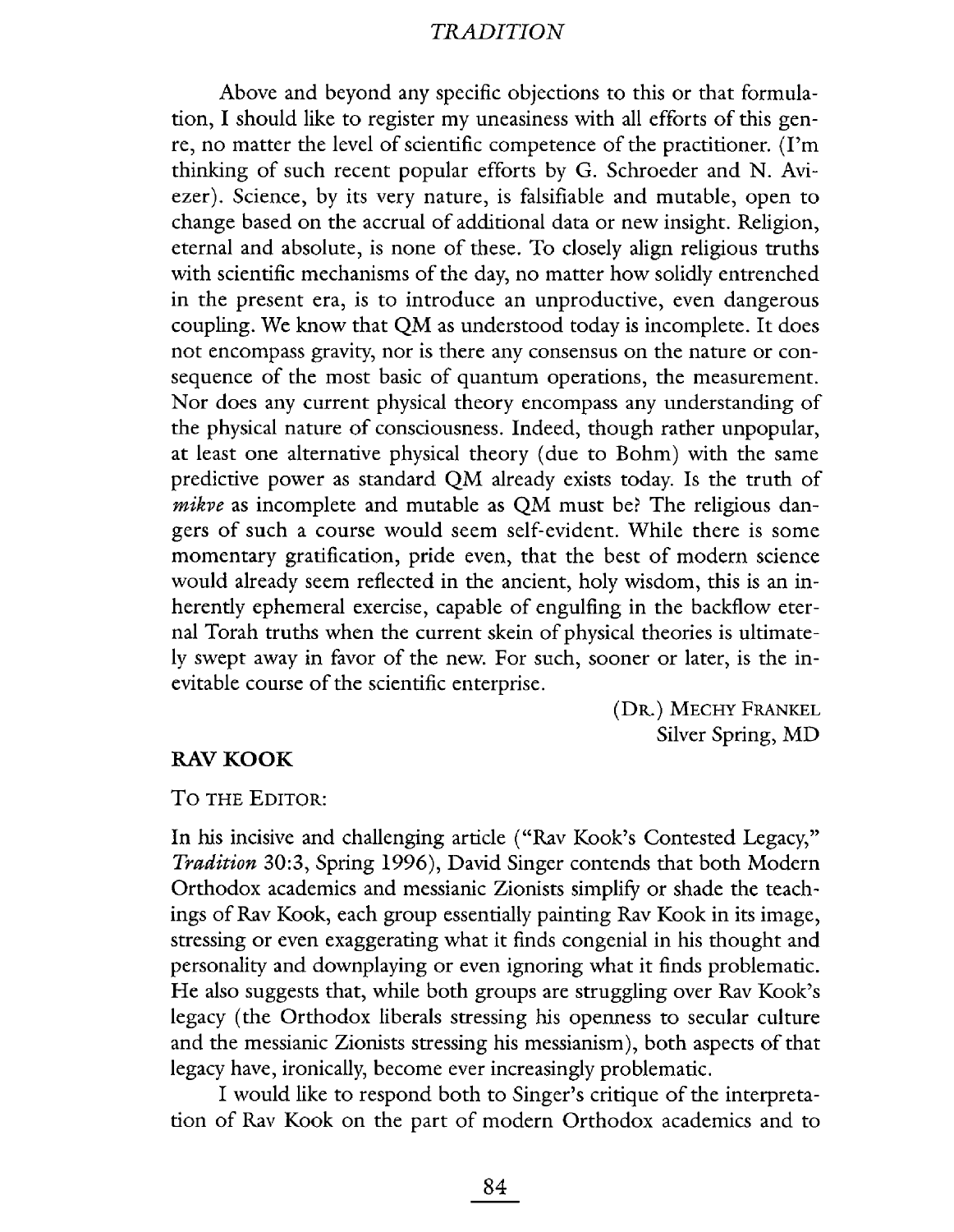Above and beyond any specific objections to this or that formulation, I should like to register my uneasiness with all efforts of this genre, no matter the level of scientific competence of the practitioner. (I'm thinking of such recent popular efforts by G. Schroeder and N. Aviezer). Science, by its very nature, is falsifiable and mutable, open to change based on the accrual of additional data or new insight. Religion, eternal and absolute, is none of these. To closely align religious truths with scientific mechanisms of the day, no matter how solidly entrenched in the present era, is to introduce an unproductive, even dangerous coupling. We know that QM as understood today is incomplete. It does not encompass gravity, nor is there any consensus on the nature or consequence of the most basic of quantum operations, the measurement. Nor does any current physical theory encompass any understanding of the physical nature of consciousness. Indeed, though rather unpopular, at least one alternative physical theory (due to Bohm) with the same predictive power as standard QM already exists today. Is the truth of *mikve* as incomplete and mutable as QM must be? The religious dangers of such a course would seem self-evident. While there is some momentary gratification, pride even, that the best of modern science would already seem reflected in the ancient, holy wisdom, this is an inherently ephemeral exercise, capable of engulfing in the backflow eternal Torah truths when the current skein of physical theories is ultimately swept away in favor of the new. For such, sooner or later, is the inevitable course of the scientific enterprise.

(DR.) MECHY FRANKEL
Silver Spring, MD

## RAV KOOK

TO THE EDITOR:

In his incisive and challenging article ("Rav Kook's Contested Legacy," *Tradition* 30:3, Spring 1996), David Singer contends that both Modern Orthodox academics and messianic Zionists simplify or shade the teachings of Rav Kook, each group essentially painting Rav Kook in its image, stressing or even exaggerating what it finds congenial in his thought and personality and downplaying or even ignoring what it finds problematic. He also suggests that, while both groups are struggling over Rav Kook's legacy (the Orthodox liberals stressing his openness to secular culture and the messianic Zionists stressing his messianism), both aspects of that legacy have, ironically, become ever increasingly problematic.

I would like to respond both to Singer's critique of the interpretation of Rav Kook on the part of modern Orthodox academics and to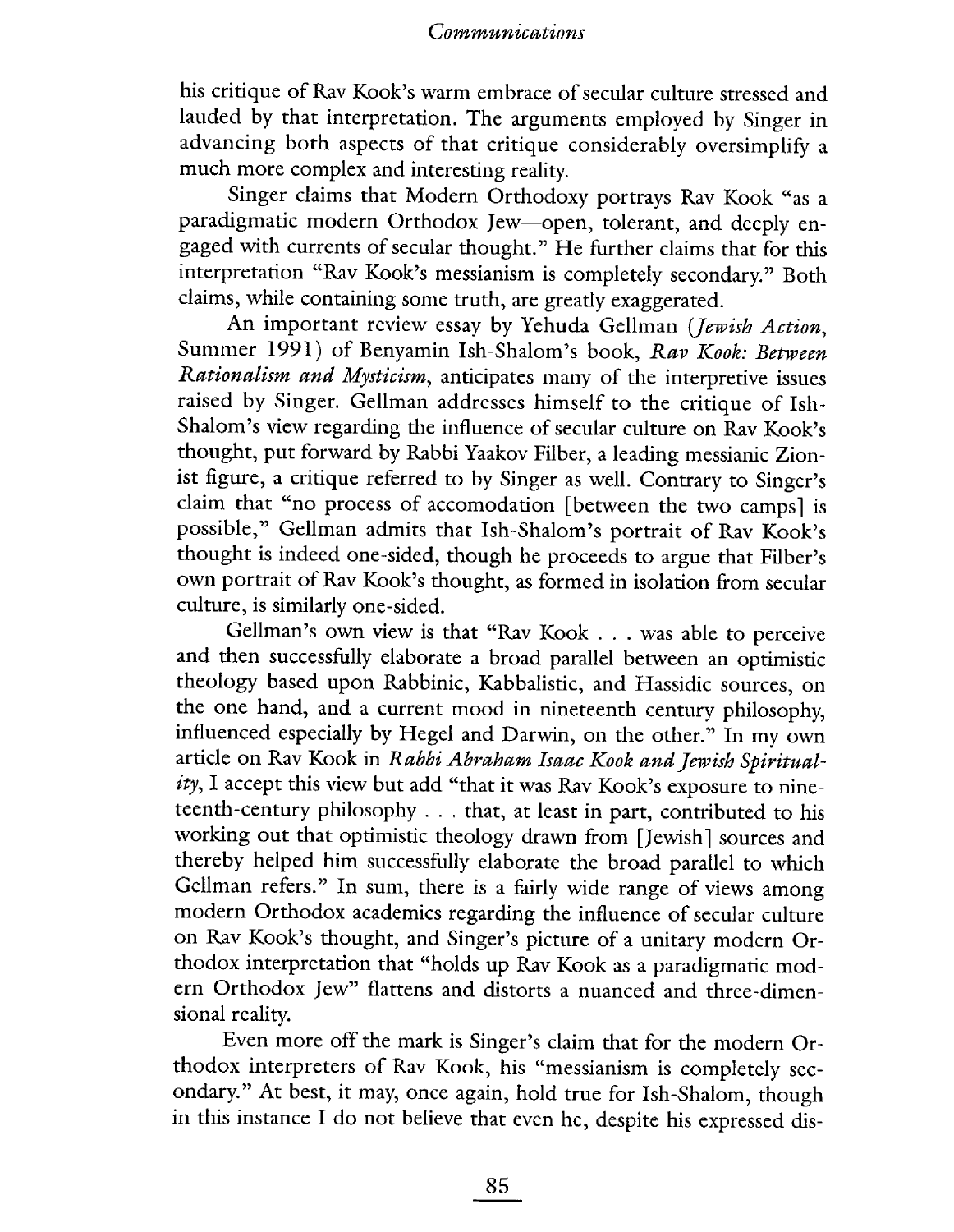his critique of Rav Kook's warm embrace of secular culture stressed and lauded by that interpretation. The arguments employed by Singer in advancing both aspects of that critique considerably oversimplify a much more complex and interesting reality.

Singer claims that Modern Orthodoxy portrays Rav Kook "as a paradigmatic modern Orthodox Jew—open, tolerant, and deeply engaged with currents of secular thought." He further claims that for this interpretation "Rav Kook's messianism is completely secondary." Both claims, while containing some truth, are greatly exaggerated.

An important review essay by Yehuda Gellman (*Jewish Action*, Summer 1991) of Benyamin Ish-Shalom's book, *Rav Kook: Between Rationalism and Mysticism*, anticipates many of the interpretive issues raised by Singer. Gellman addresses himself to the critique of Ish-Shalom's view regarding the influence of secular culture on Rav Kook's thought, put forward by Rabbi Yaakov Filber, a leading messianic Zionist figure, a critique referred to by Singer as well. Contrary to Singer's claim that "no process of accomodation [between the two camps] is possible," Gellman admits that Ish-Shalom's portrait of Rav Kook's thought is indeed one-sided, though he proceeds to argue that Filber's own portrait of Rav Kook's thought, as formed in isolation from secular culture, is similarly one-sided.

Gellman's own view is that "Rav Kook . . . was able to perceive and then successfully elaborate a broad parallel between an optimistic theology based upon Rabbinic, Kabbalistic, and Hassidic sources, on the one hand, and a current mood in nineteenth century philosophy, influenced especially by Hegel and Darwin, on the other." In my own article on Rav Kook in *Rabbi Abraham Isaac Kook and Jewish Spirituality*, I accept this view but add "that it was Rav Kook's exposure to nineteenth-century philosophy . . . that, at least in part, contributed to his working out that optimistic theology drawn from [Jewish] sources and thereby helped him successfully elaborate the broad parallel to which Gellman refers." In sum, there is a fairly wide range of views among modern Orthodox academics regarding the influence of secular culture on Rav Kook's thought, and Singer's picture of a unitary modern Orthodox interpretation that "holds up Rav Kook as a paradigmatic modern Orthodox Jew" flattens and distorts a nuanced and three-dimensional reality.

Even more off the mark is Singer's claim that for the modern Orthodox interpreters of Rav Kook, his "messianism is completely secondary." At best, it may, once again, hold true for Ish-Shalom, though in this instance I do not believe that even he, despite his expressed dis-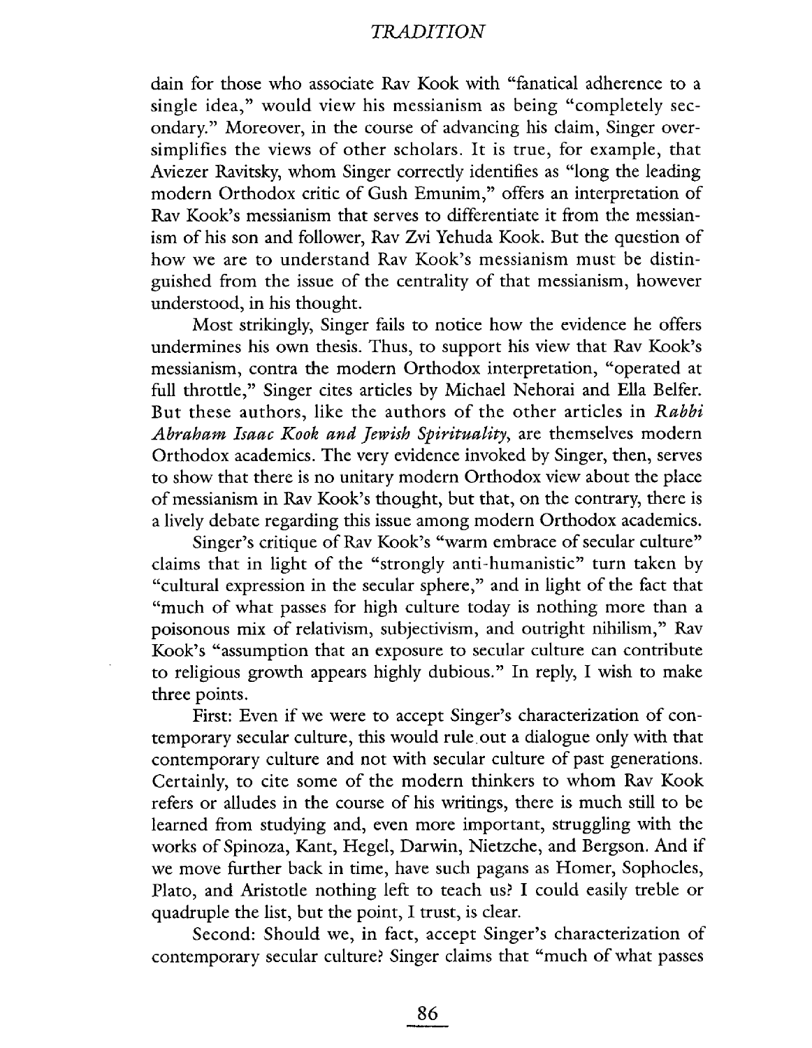dain for those who associate Rav Kook with "fanatical adherence to a single idea," would view his messianism as being "completely secondary." Moreover, in the course of advancing his claim, Singer oversimplifies the views of other scholars. It is true, for example, that Aviezer Ravitsky, whom Singer correctly identifies as "long the leading modern Orthodox critic of Gush Emunim," offers an interpretation of Rav Kook's messianism that serves to differentiate it from the messianism of his son and follower, Rav Zvi Yehuda Kook. But the question of how we are to understand Rav Kook's messianism must be distinguished from the issue of the centrality of that messianism, however understood, in his thought.

Most strikingly, Singer fails to notice how the evidence he offers undermines his own thesis. Thus, to support his view that Rav Kook's messianism, contra the modern Orthodox interpretation, "operated at full throttle," Singer cites articles by Michael Nehorai and Ella Belfer. But these authors, like the authors of the other articles in *Rabbi Abraham Isaac Kook and Jewish Spirituality*, are themselves modern Orthodox academics. The very evidence invoked by Singer, then, serves to show that there is no unitary modern Orthodox view about the place of messianism in Rav Kook's thought, but that, on the contrary, there is a lively debate regarding this issue among modern Orthodox academics.

Singer's critique of Rav Kook's "warm embrace of secular culture" claims that in light of the "strongly anti-humanistic" turn taken by "cultural expression in the secular sphere," and in light of the fact that "much of what passes for high culture today is nothing more than a poisonous mix of relativism, subjectivism, and outright nihilism," Rav Kook's "assumption that an exposure to secular culture can contribute to religious growth appears highly dubious." In reply, I wish to make three points.

First: Even if we were to accept Singer's characterization of contemporary secular culture, this would rule out a dialogue only with that contemporary culture and not with secular culture of past generations. Certainly, to cite some of the modern thinkers to whom Rav Kook refers or alludes in the course of his writings, there is much still to be learned from studying and, even more important, struggling with the works of Spinoza, Kant, Hegel, Darwin, Nietzche, and Bergson. And if we move further back in time, have such pagans as Homer, Sophocles, Plato, and Aristotle nothing left to teach us? I could easily treble or quadruple the list, but the point, I trust, is clear.

Second: Should we, in fact, accept Singer's characterization of contemporary secular culture? Singer claims that "much of what passes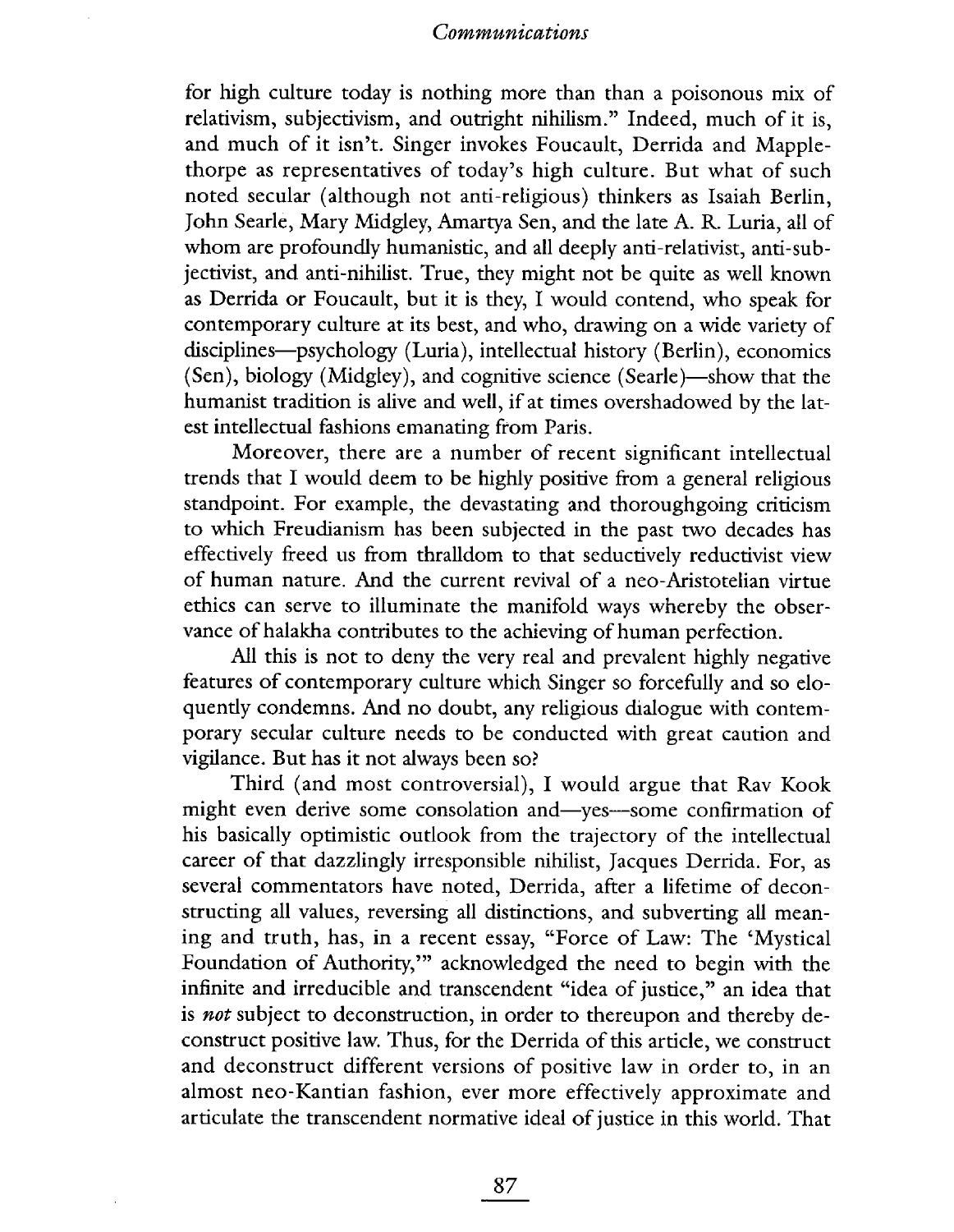for high culture today is nothing more than than a poisonous mix of relativism, subjectivism, and outright nihilism." Indeed, much of it is, and much of it isn't. Singer invokes Foucault, Derrida and Mapplethorpe as representatives of today's high culture. But what of such noted secular (although not anti-religious) thinkers as Isaiah Berlin, John Searle, Mary Midgley, Amartya Sen, and the late A. R. Luria, all of whom are profoundly humanistic, and all deeply anti-relativist, anti-subjectivist, and anti-nihilist. True, they might not be quite as well known as Derrida or Foucault, but it is they, I would contend, who speak for contemporary culture at its best, and who, drawing on a wide variety of disciplines—psychology (Luria), intellectual history (Berlin), economics (Sen), biology (Midgley), and cognitive science (Searle)—show that the humanist tradition is alive and well, if at times overshadowed by the latest intellectual fashions emanating from Paris.

Moreover, there are a number of recent significant intellectual trends that I would deem to be highly positive from a general religious standpoint. For example, the devastating and thoroughgoing criticism to which Freudianism has been subjected in the past two decades has effectively freed us from thralldom to that seductively reductivist view of human nature. And the current revival of a neo-Aristotelian virtue ethics can serve to illuminate the manifold ways whereby the observance of halakha contributes to the achieving of human perfection.

All this is not to deny the very real and prevalent highly negative features of contemporary culture which Singer so forcefully and so eloquently condemns. And no doubt, any religious dialogue with contemporary secular culture needs to be conducted with great caution and vigilance. But has it not always been so?

Third (and most controversial), I would argue that Rav Kook might even derive some consolation and—yes—some confirmation of his basically optimistic outlook from the trajectory of the intellectual career of that dazzlingly irresponsible nihilist, Jacques Derrida. For, as several commentators have noted, Derrida, after a lifetime of deconstructing all values, reversing all distinctions, and subverting all meaning and truth, has, in a recent essay, "Force of Law: The 'Mystical Foundation of Authority,'" acknowledged the need to begin with the infinite and irreducible and transcendent "idea of justice," an idea that is *not* subject to deconstruction, in order to thereupon and thereby deconstruct positive law. Thus, for the Derrida of this article, we construct and deconstruct different versions of positive law in order to, in an almost neo-Kantian fashion, ever more effectively approximate and articulate the transcendent normative ideal of justice in this world. That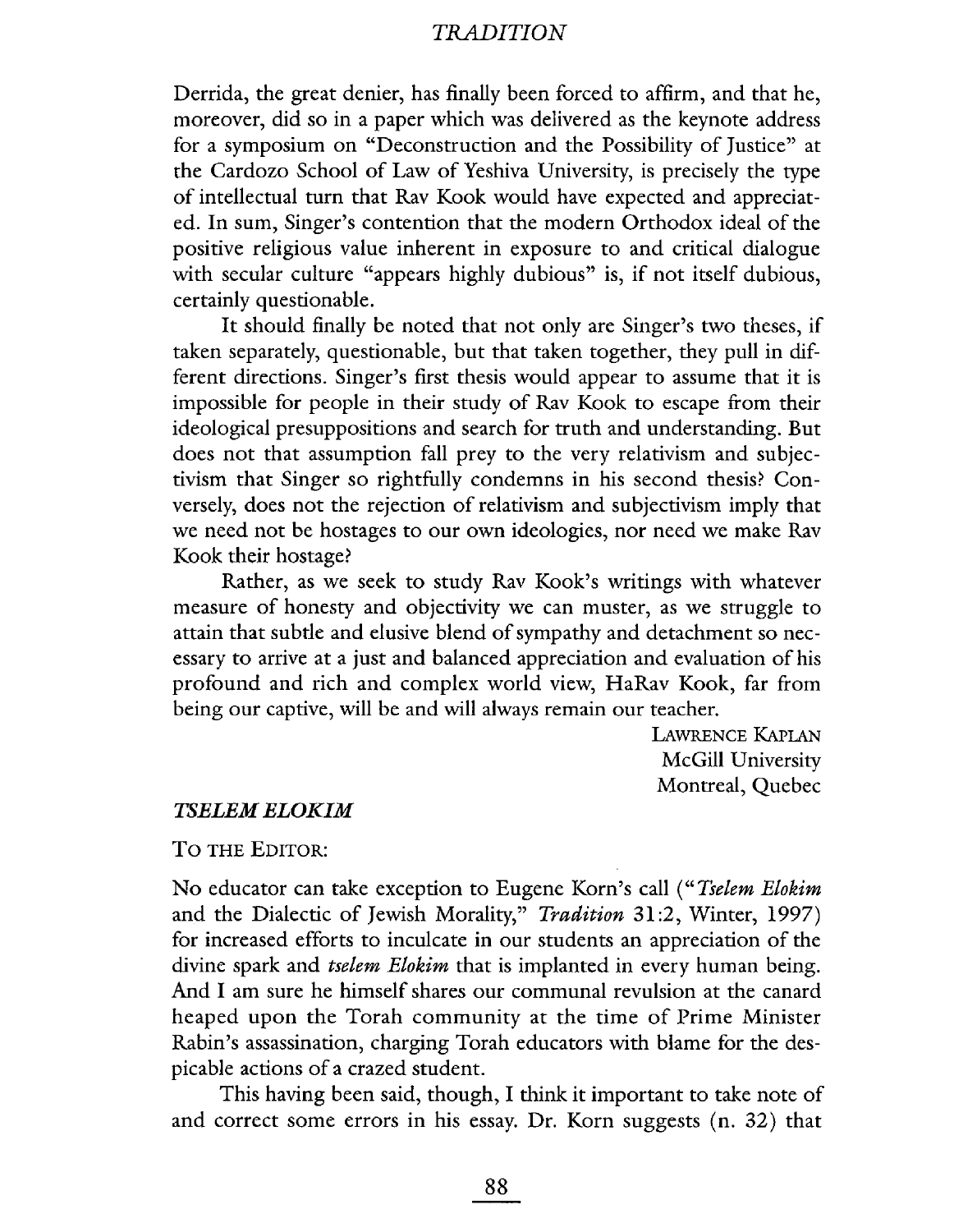Derrida, the great denier, has finally been forced to affirm, and that he, moreover, did so in a paper which was delivered as the keynote address for a symposium on "Deconstruction and the Possibility of Justice" at the Cardozo School of Law of Yeshiva University, is precisely the type of intellectual turn that Rav Kook would have expected and appreciated. In sum, Singer's contention that the modern Orthodox ideal of the positive religious value inherent in exposure to and critical dialogue with secular culture "appears highly dubious" is, if not itself dubious, certainly questionable.

It should finally be noted that not only are Singer's two theses, if taken separately, questionable, but that taken together, they pull in different directions. Singer's first thesis would appear to assume that it is impossible for people in their study of Rav Kook to escape from their ideological presuppositions and search for truth and understanding. But does not that assumption fall prey to the very relativism and subjectivism that Singer so rightfully condemns in his second thesis? Conversely, does not the rejection of relativism and subjectivism imply that we need not be hostages to our own ideologies, nor need we make Rav Kook their hostage?

Rather, as we seek to study Rav Kook's writings with whatever measure of honesty and objectivity we can muster, as we struggle to attain that subtle and elusive blend of sympathy and detachment so necessary to arrive at a just and balanced appreciation and evaluation of his profound and rich and complex world view, HaRav Kook, far from being our captive, will be and will always remain our teacher.

LAWRENCE KAPLAN
McGill University
Montreal, Quebec

### *TSELEM ELOKIM*

TO THE EDITOR:

No educator can take exception to Eugene Korn's call ("*Tselem Elokim* and the Dialectic of Jewish Morality," *Tradition* 31:2, Winter, 1997) for increased efforts to inculcate in our students an appreciation of the divine spark and *tselem Elokim* that is implanted in every human being. And I am sure he himself shares our communal revulsion at the canard heaped upon the Torah community at the time of Prime Minister Rabin's assassination, charging Torah educators with blame for the despicable actions of a crazed student.

This having been said, though, I think it important to take note of and correct some errors in his essay. Dr. Korn suggests (n. 32) that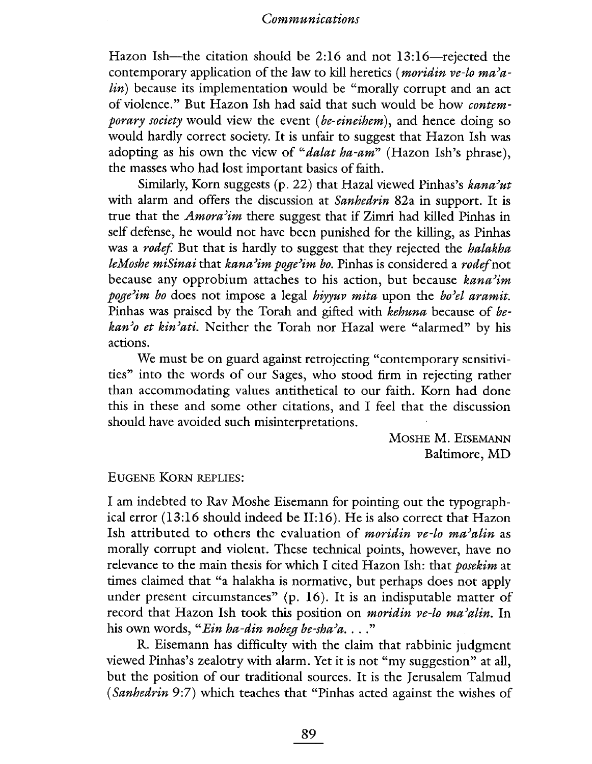Hazon Ish—the citation should be 2:16 and not 13:16—rejected the contemporary application of the law to kill heretics (*moridin ve-lo ma'alin*) because its implementation would be "morally corrupt and an act of violence." But Hazon Ish had said that such would be how *contemporary society* would view the event (*be-eineihem*), and hence doing so would hardly correct society. It is unfair to suggest that Hazon Ish was adopting as his own the view of "*dalat ha-am*" (Hazon Ish's phrase), the masses who had lost important basics of faith.

Similarly, Korn suggests (p. 22) that Hazal viewed Pinhas's *kana'ut* with alarm and offers the discussion at *Sanhedrin* 82a in support. It is true that the *Amora'im* there suggest that if Zimri had killed Pinhas in self defense, he would not have been punished for the killing, as Pinhas was a *rodef*. But that is hardly to suggest that they rejected the *halakha leMoshe miSinai* that *kana'im poge'im bo*. Pinhas is considered a *rodef* not because any opprobium attaches to his action, but because *kana'im poge'im bo* does not impose a legal *hiyyuv mita* upon the *bo'el aramit*. Pinhas was praised by the Torah and gifted with *kehuna* because of *be-kan'o et kin'ati*. Neither the Torah nor Hazal were "alarmed" by his actions.

We must be on guard against retrojecting "contemporary sensitivities" into the words of our Sages, who stood firm in rejecting rather than accommodating values antithetical to our faith. Korn had done this in these and some other citations, and I feel that the discussion should have avoided such misinterpretations.

MOSHE M. EISEMANN
Baltimore, MD

EUGENE KORN REPLIES:

I am indebted to Rav Moshe Eisemann for pointing out the typographical error (13:16 should indeed be II:16). He is also correct that Hazon Ish attributed to others the evaluation of *moridin ve-lo ma'alin* as morally corrupt and violent. These technical points, however, have no relevance to the main thesis for which I cited Hazon Ish: that *posekim* at times claimed that "a halakha is normative, but perhaps does not apply under present circumstances" (p. 16). It is an indisputable matter of record that Hazon Ish took this position on *moridin ve-lo ma'alin*. In his own words, "*Ein ha-din noheg be-sha'a. . . .*"

R. Eisemann has difficulty with the claim that rabbinic judgment viewed Pinhas's zealotry with alarm. Yet it is not "my suggestion" at all, but the position of our traditional sources. It is the Jerusalem Talmud (*Sanhedrin* 9:7) which teaches that "Pinhas acted against the wishes of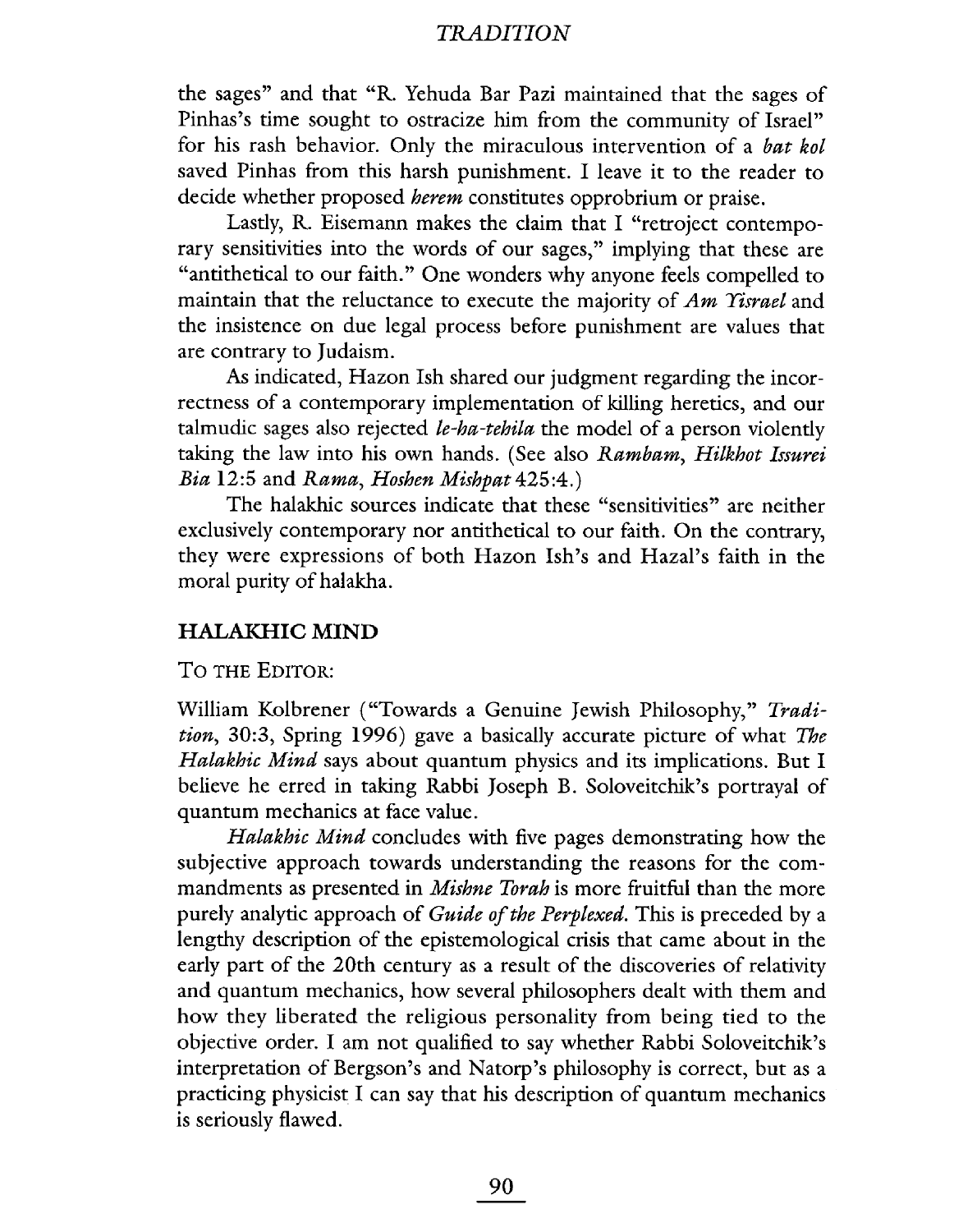the sages" and that "R. Yehuda Bar Pazi maintained that the sages of Pinhas's time sought to ostracize him from the community of Israel" for his rash behavior. Only the miraculous intervention of a *bat kol* saved Pinhas from this harsh punishment. I leave it to the reader to decide whether proposed *herem* constitutes opprobrium or praise.

Lastly, R. Eisemann makes the claim that I "retroject contemporary sensitivities into the words of our sages," implying that these are "antithetical to our faith." One wonders why anyone feels compelled to maintain that the reluctance to execute the majority of *Am Yisrael* and the insistence on due legal process before punishment are values that are contrary to Judaism.

As indicated, Hazon Ish shared our judgment regarding the incorrectness of a contemporary implementation of killing heretics, and our talmudic sages also rejected *le-ha-tehila* the model of a person violently taking the law into his own hands. (See also *Rambam*, *Hilkhot Issurei Bia* 12:5 and *Rama*, *Hoshen Mishpat* 425:4.)

The halakhic sources indicate that these "sensitivities" are neither exclusively contemporary nor antithetical to our faith. On the contrary, they were expressions of both Hazon Ish's and Hazal's faith in the moral purity of halakha.

## HALAKHIC MIND

To the Editor:

William Kolbrener ("Towards a Genuine Jewish Philosophy," *Tradition*, 30:3, Spring 1996) gave a basically accurate picture of what *The Halakhic Mind* says about quantum physics and its implications. But I believe he erred in taking Rabbi Joseph B. Soloveitchik's portrayal of quantum mechanics at face value.

*Halakhic Mind* concludes with five pages demonstrating how the subjective approach towards understanding the reasons for the commandments as presented in *Mishne Torah* is more fruitful than the more purely analytic approach of *Guide of the Perplexed*. This is preceded by a lengthy description of the epistemological crisis that came about in the early part of the 20th century as a result of the discoveries of relativity and quantum mechanics, how several philosophers dealt with them and how they liberated the religious personality from being tied to the objective order. I am not qualified to say whether Rabbi Soloveitchik's interpretation of Bergson's and Natorp's philosophy is correct, but as a practicing physicist I can say that his description of quantum mechanics is seriously flawed.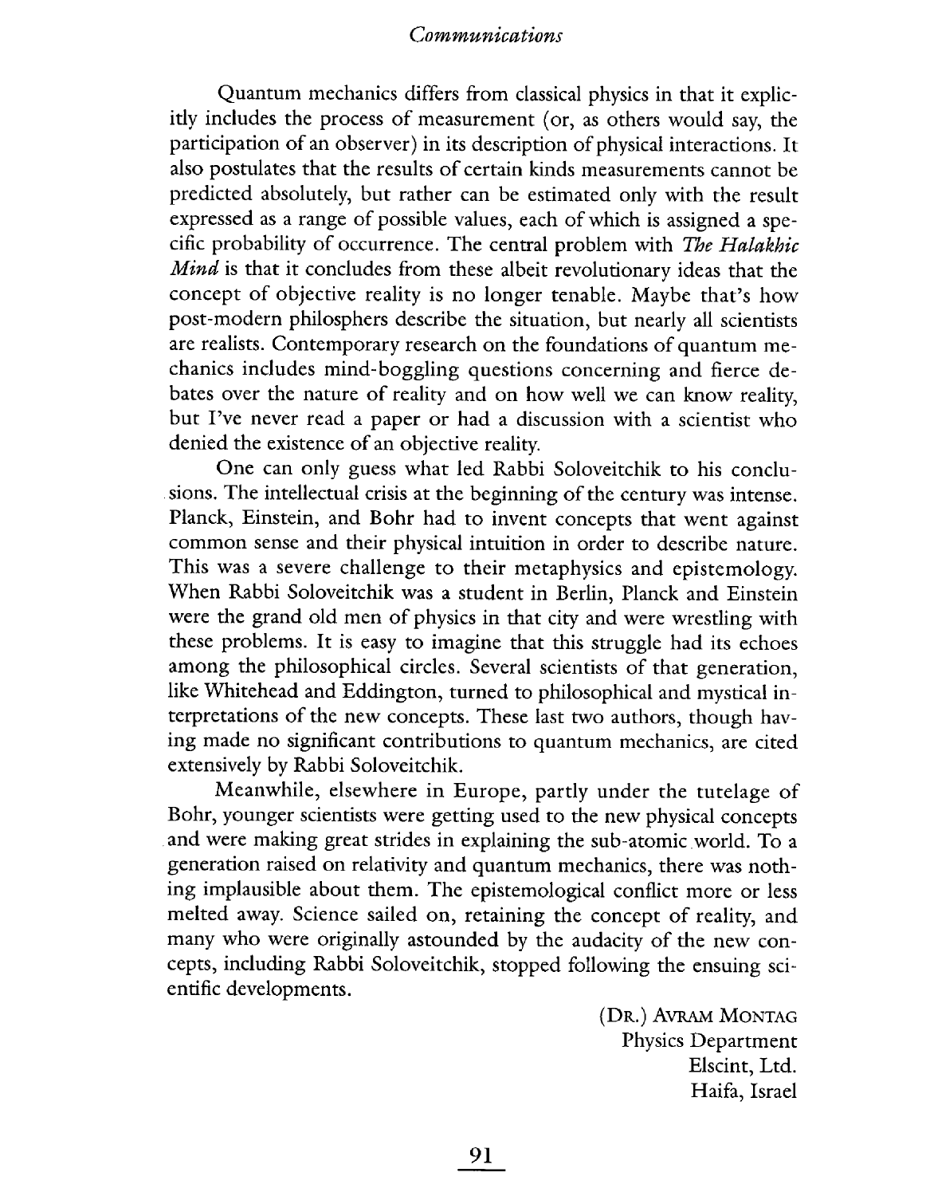Quantum mechanics differs from classical physics in that it explicitly includes the process of measurement (or, as others would say, the participation of an observer) in its description of physical interactions. It also postulates that the results of certain kinds measurements cannot be predicted absolutely, but rather can be estimated only with the result expressed as a range of possible values, each of which is assigned a specific probability of occurrence. The central problem with *The Halakhic Mind* is that it concludes from these albeit revolutionary ideas that the concept of objective reality is no longer tenable. Maybe that's how post-modern philosphers describe the situation, but nearly all scientists are realists. Contemporary research on the foundations of quantum mechanics includes mind-boggling questions concerning and fierce debates over the nature of reality and on how well we can know reality, but I've never read a paper or had a discussion with a scientist who denied the existence of an objective reality.

One can only guess what led Rabbi Soloveitchik to his conclusions. The intellectual crisis at the beginning of the century was intense. Planck, Einstein, and Bohr had to invent concepts that went against common sense and their physical intuition in order to describe nature. This was a severe challenge to their metaphysics and epistemology. When Rabbi Soloveitchik was a student in Berlin, Planck and Einstein were the grand old men of physics in that city and were wrestling with these problems. It is easy to imagine that this struggle had its echoes among the philosophical circles. Several scientists of that generation, like Whitehead and Eddington, turned to philosophical and mystical interpretations of the new concepts. These last two authors, though having made no significant contributions to quantum mechanics, are cited extensively by Rabbi Soloveitchik.

Meanwhile, elsewhere in Europe, partly under the tutelage of Bohr, younger scientists were getting used to the new physical concepts and were making great strides in explaining the sub-atomic world. To a generation raised on relativity and quantum mechanics, there was nothing implausible about them. The epistemological conflict more or less melted away. Science sailed on, retaining the concept of reality, and many who were originally astounded by the audacity of the new concepts, including Rabbi Soloveitchik, stopped following the ensuing scientific developments.

(DR.) AVRAM MONTAG
Physics Department
Elscint, Ltd.
Haifa, Israel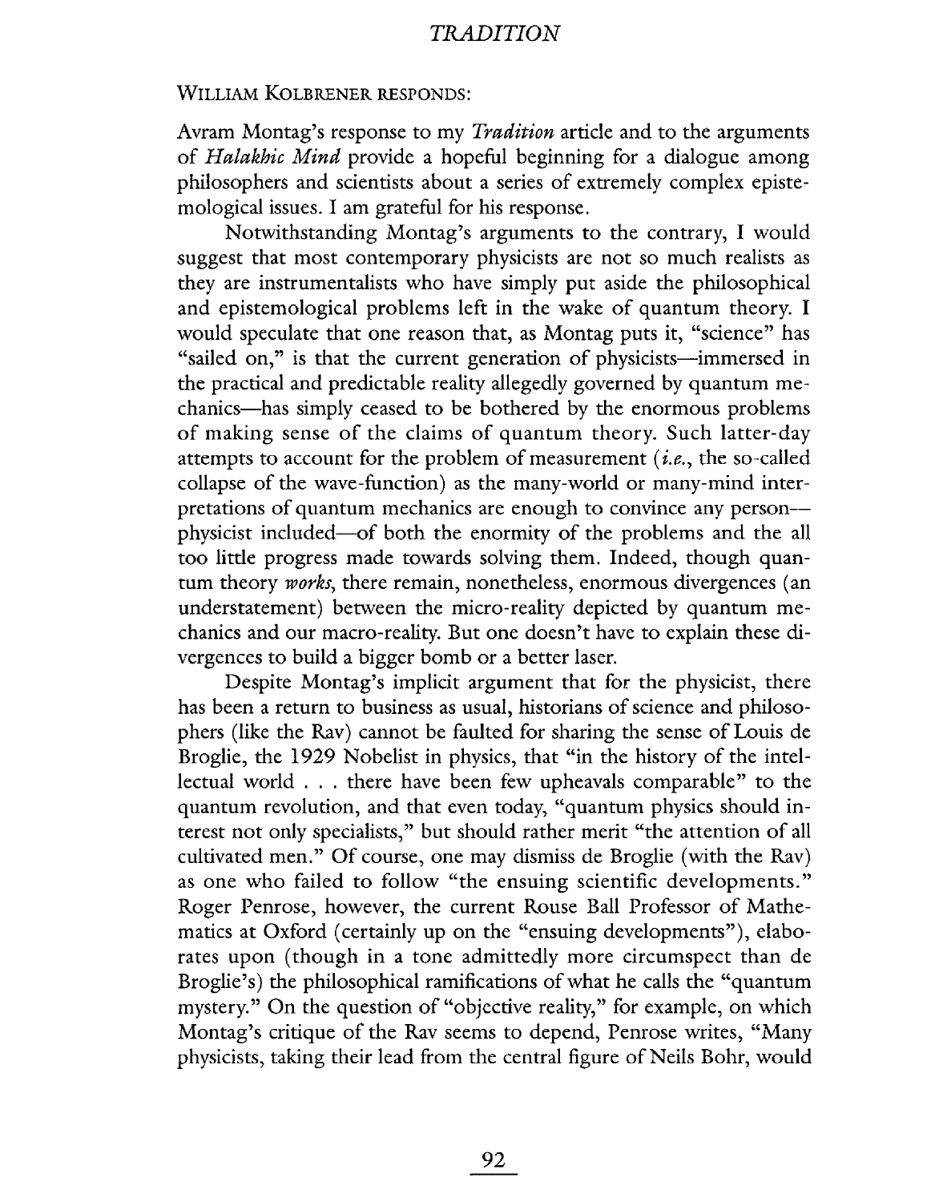WILLIAM KOLBRENER RESPONDS:

Avram Montag's response to my *Tradition* article and to the arguments of *Halakhic Mind* provide a hopeful beginning for a dialogue among philosophers and scientists about a series of extremely complex epistemological issues. I am grateful for his response.

Notwithstanding Montag's arguments to the contrary, I would suggest that most contemporary physicists are not so much realists as they are instrumentalists who have simply put aside the philosophical and epistemological problems left in the wake of quantum theory. I would speculate that one reason that, as Montag puts it, "science" has "sailed on," is that the current generation of physicists—immersed in the practical and predictable reality allegedly governed by quantum mechanics—has simply ceased to be bothered by the enormous problems of making sense of the claims of quantum theory. Such latter-day attempts to account for the problem of measurement (*i.e.*, the so-called collapse of the wave-function) as the many-world or many-mind interpretations of quantum mechanics are enough to convince any person—physicist included—of both the enormity of the problems and the all too little progress made towards solving them. Indeed, though quantum theory *works*, there remain, nonetheless, enormous divergences (an understatement) between the micro-reality depicted by quantum mechanics and our macro-reality. But one doesn't have to explain these divergences to build a bigger bomb or a better laser.

Despite Montag's implicit argument that for the physicist, there has been a return to business as usual, historians of science and philosophers (like the Rav) cannot be faulted for sharing the sense of Louis de Broglie, the 1929 Nobelist in physics, that "in the history of the intellectual world . . . there have been few upheavals comparable" to the quantum revolution, and that even today, "quantum physics should interest not only specialists," but should rather merit "the attention of all cultivated men." Of course, one may dismiss de Broglie (with the Rav) as one who failed to follow "the ensuing scientific developments." Roger Penrose, however, the current Rouse Ball Professor of Mathematics at Oxford (certainly up on the "ensuing developments"), elaborates upon (though in a tone admittedly more circumspect than de Broglie's) the philosophical ramifications of what he calls the "quantum mystery." On the question of "objective reality," for example, on which Montag's critique of the Rav seems to depend, Penrose writes, "Many physicists, taking their lead from the central figure of Neils Bohr, would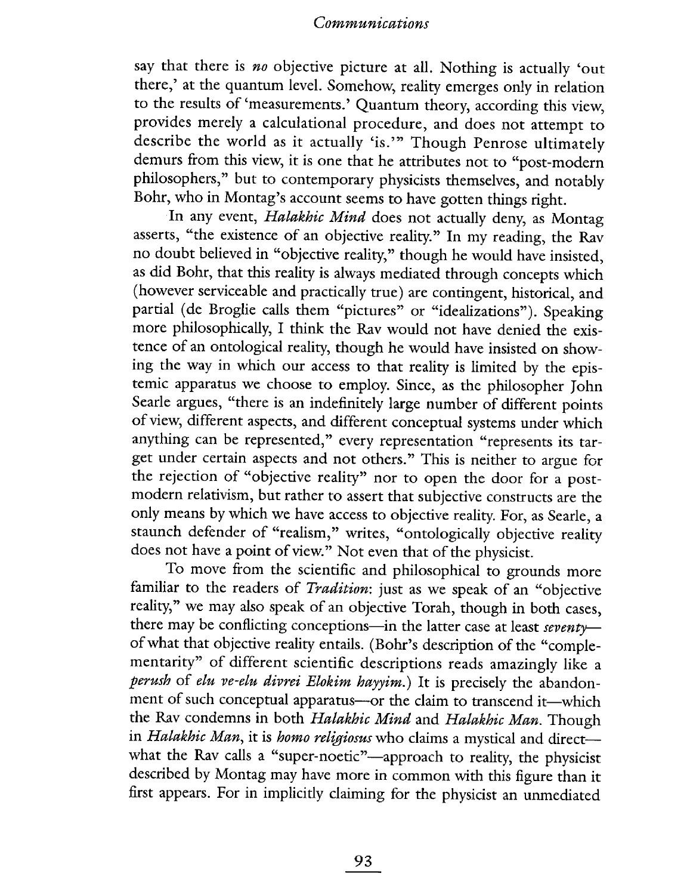say that there is *no* objective picture at all. Nothing is actually 'out there,' at the quantum level. Somehow, reality emerges only in relation to the results of 'measurements.' Quantum theory, according this view, provides merely a calculational procedure, and does not attempt to describe the world as it actually 'is.'" Though Penrose ultimately demurs from this view, it is one that he attributes not to "post-modern philosophers," but to contemporary physicists themselves, and notably Bohr, who in Montag's account seems to have gotten things right.

In any event, *Halakhic Mind* does not actually deny, as Montag asserts, "the existence of an objective reality." In my reading, the Rav no doubt believed in "objective reality," though he would have insisted, as did Bohr, that this reality is always mediated through concepts which (however serviceable and practically true) are contingent, historical, and partial (de Broglie calls them "pictures" or "idealizations"). Speaking more philosophically, I think the Rav would not have denied the existence of an ontological reality, though he would have insisted on showing the way in which our access to that reality is limited by the epistemic apparatus we choose to employ. Since, as the philosopher John Searle argues, "there is an indefinitely large number of different points of view, different aspects, and different conceptual systems under which anything can be represented," every representation "represents its target under certain aspects and not others." This is neither to argue for the rejection of "objective reality" nor to open the door for a post-modern relativism, but rather to assert that subjective constructs are the only means by which we have access to objective reality. For, as Searle, a staunch defender of "realism," writes, "ontologically objective reality does not have a point of view." Not even that of the physicist.

To move from the scientific and philosophical to grounds more familiar to the readers of *Tradition*: just as we speak of an "objective reality," we may also speak of an objective Torah, though in both cases, there may be conflicting conceptions—in the latter case at least *seventy*—of what that objective reality entails. (Bohr's description of the "complementarity" of different scientific descriptions reads amazingly like a *perush* of *elu ve-elu divrei Elokim hayyim.*) It is precisely the abandonment of such conceptual apparatus—or the claim to transcend it—which the Rav condemns in both *Halakhic Mind* and *Halakhic Man*. Though in *Halakhic Man*, it is *homo religiosus* who claims a mystical and direct—what the Rav calls a "super-noetic"—approach to reality, the physicist described by Montag may have more in common with this figure than it first appears. For in implicitly claiming for the physicist an unmediated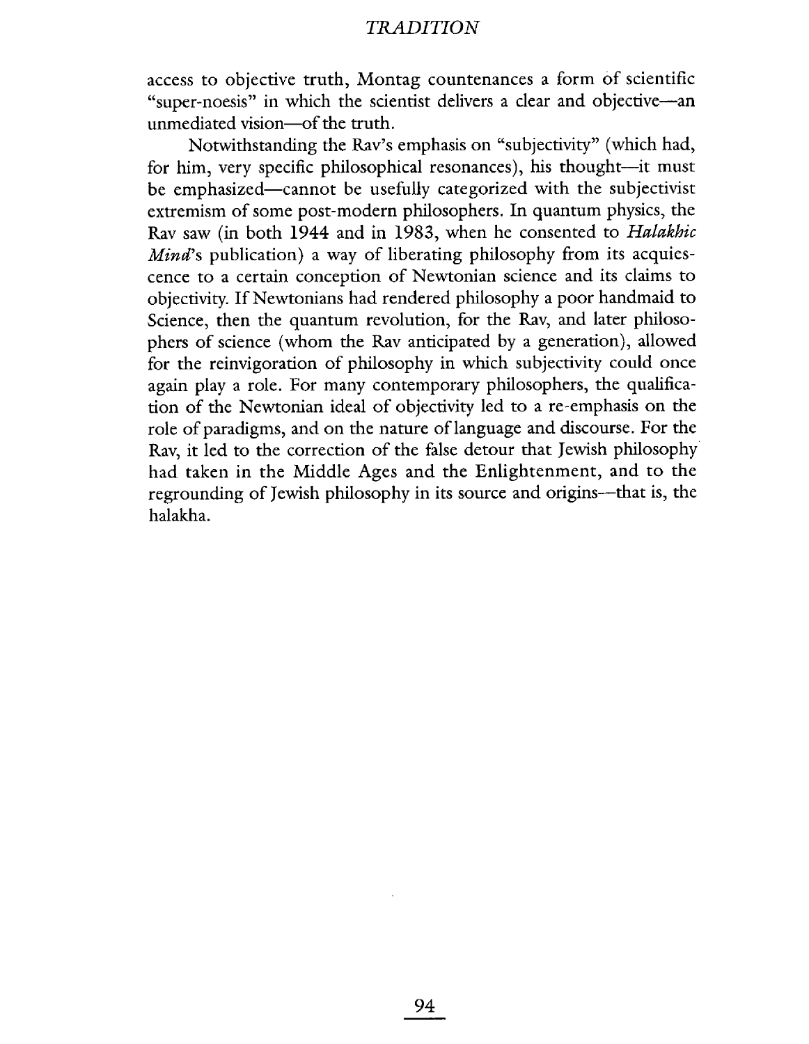access to objective truth, Montag countenances a form of scientific "super-noesis" in which the scientist delivers a clear and objective—an unmediated vision—of the truth.

Notwithstanding the Rav's emphasis on "subjectivity" (which had, for him, very specific philosophical resonances), his thought—it must be emphasized—cannot be usefully categorized with the subjectivist extremism of some post-modern philosophers. In quantum physics, the Rav saw (in both 1944 and in 1983, when he consented to *Halakhic Mind*'s publication) a way of liberating philosophy from its acquiescence to a certain conception of Newtonian science and its claims to objectivity. If Newtonians had rendered philosophy a poor handmaid to Science, then the quantum revolution, for the Rav, and later philosophers of science (whom the Rav anticipated by a generation), allowed for the reinvigoration of philosophy in which subjectivity could once again play a role. For many contemporary philosophers, the qualification of the Newtonian ideal of objectivity led to a re-emphasis on the role of paradigms, and on the nature of language and discourse. For the Rav, it led to the correction of the false detour that Jewish philosophy had taken in the Middle Ages and the Enlightenment, and to the regrounding of Jewish philosophy in its source and origins—that is, the halakha.